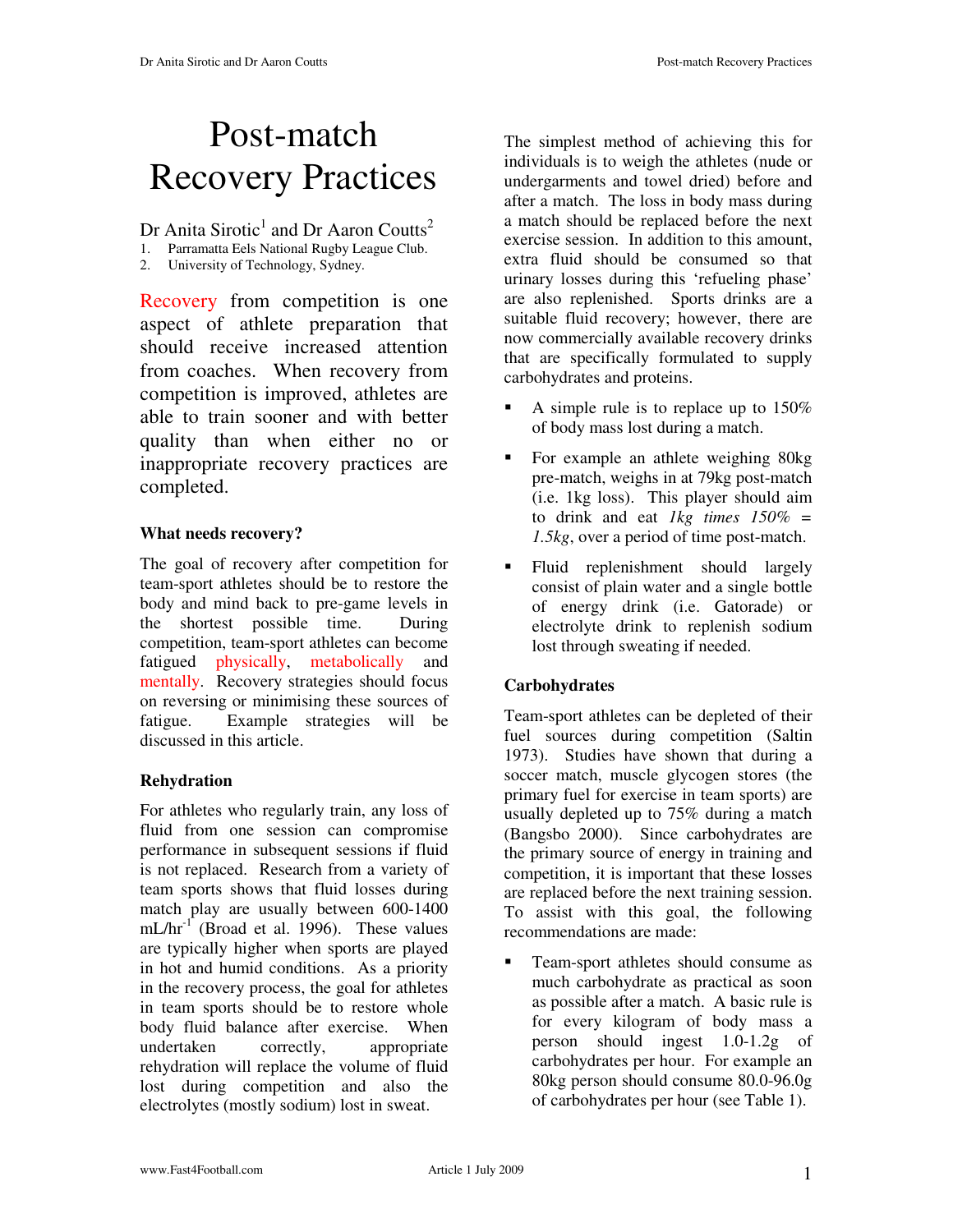# Post-match Recovery Practices

Dr Anita Sirotic[1] and Dr Aaron Coutts[2]

1. Parramatta Eels National Rugby League Club.
2. University of Technology, Sydney.

Recovery from competition is one aspect of athlete preparation that should receive increased attention from coaches. When recovery from competition is improved, athletes are able to train sooner and with better quality than when either no or inappropriate recovery practices are completed.

### What needs recovery?

The goal of recovery after competition for team-sport athletes should be to restore the body and mind back to pre-game levels in the shortest possible time. During competition, team-sport athletes can become fatigued physically, metabolically and mentally. Recovery strategies should focus on reversing or minimising these sources of fatigue. Example strategies will be discussed in this article.

### Rehydration

For athletes who regularly train, any loss of fluid from one session can compromise performance in subsequent sessions if fluid is not replaced. Research from a variety of team sports shows that fluid losses during match play are usually between 600-1400 $mL/hr^{-1}$ (Broad et al. 1996). These values are typically higher when sports are played in hot and humid conditions. As a priority in the recovery process, the goal for athletes in team sports should be to restore whole body fluid balance after exercise. When undertaken correctly, appropriate rehydration will replace the volume of fluid lost during competition and also the electrolytes (mostly sodium) lost in sweat.

The simplest method of achieving this for individuals is to weigh the athletes (nude or undergarments and towel dried) before and after a match. The loss in body mass during a match should be replaced before the next exercise session. In addition to this amount, extra fluid should be consumed so that urinary losses during this 'refueling phase' are also replenished. Sports drinks are a suitable fluid recovery; however, there are now commercially available recovery drinks that are specifically formulated to supply carbohydrates and proteins.

- A simple rule is to replace up to 150% of body mass lost during a match.
- For example an athlete weighing 80kg pre-match, weighs in at 79kg post-match (i.e. 1kg loss). This player should aim to drink and eat *1kg times 150% = 1.5kg*, over a period of time post-match.
- Fluid replenishment should largely consist of plain water and a single bottle of energy drink (i.e. Gatorade) or electrolyte drink to replenish sodium lost through sweating if needed.

### Carbohydrates

Team-sport athletes can be depleted of their fuel sources during competition (Saltin 1973). Studies have shown that during a soccer match, muscle glycogen stores (the primary fuel for exercise in team sports) are usually depleted up to 75% during a match (Bangsbo 2000). Since carbohydrates are the primary source of energy in training and competition, it is important that these losses are replaced before the next training session. To assist with this goal, the following recommendations are made:

- Team-sport athletes should consume as much carbohydrate as practical as soon as possible after a match. A basic rule is for every kilogram of body mass a person should ingest 1.0-1.2g of carbohydrates per hour. For example an 80kg person should consume 80.0-96.0g of carbohydrates per hour (see Table 1).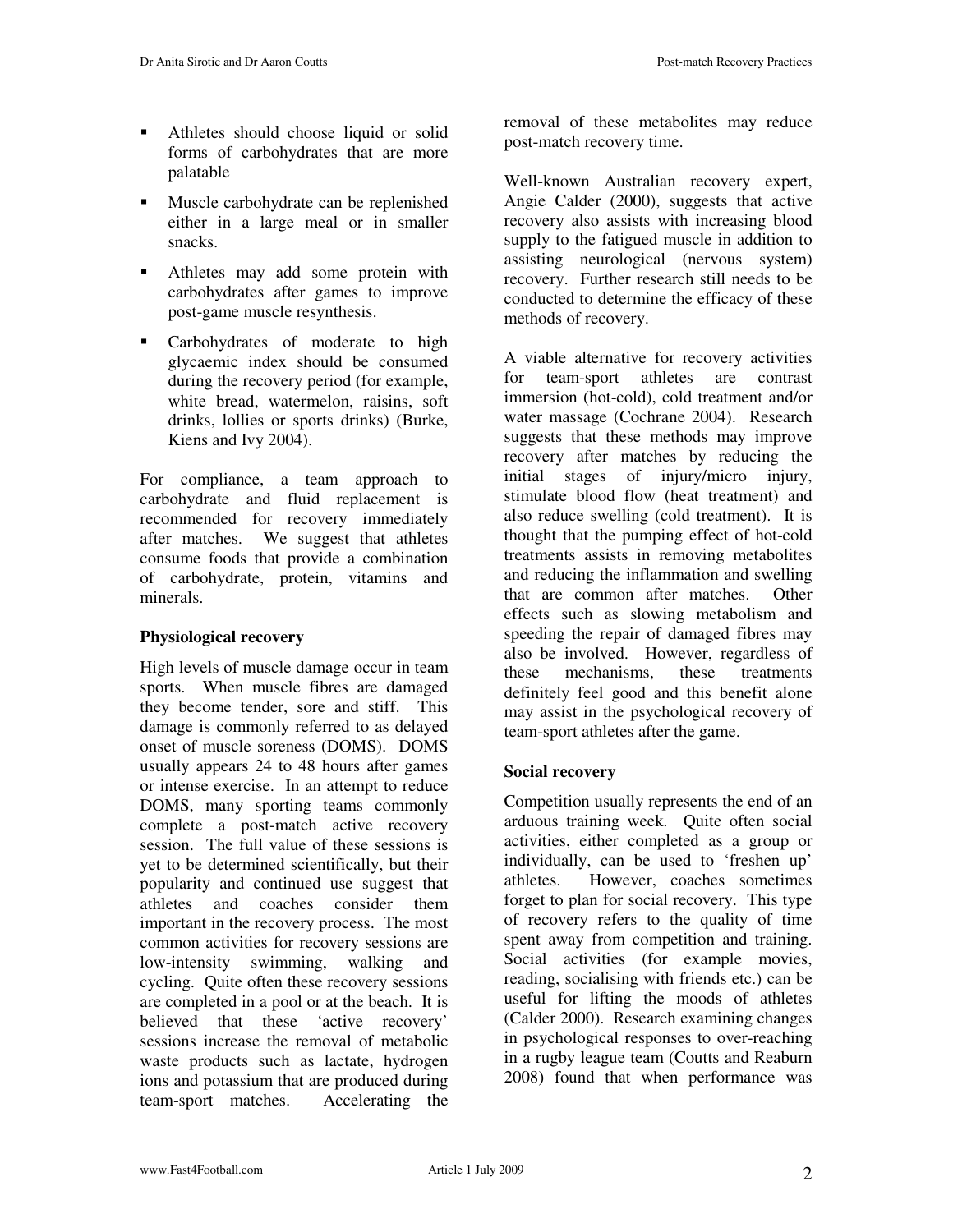- Athletes should choose liquid or solid forms of carbohydrates that are more palatable
- Muscle carbohydrate can be replenished either in a large meal or in smaller snacks.
- Athletes may add some protein with carbohydrates after games to improve post-game muscle resynthesis.
- Carbohydrates of moderate to high glycaemic index should be consumed during the recovery period (for example, white bread, watermelon, raisins, soft drinks, lollies or sports drinks) (Burke, Kiens and Ivy 2004).

For compliance, a team approach to carbohydrate and fluid replacement is recommended for recovery immediately after matches. We suggest that athletes consume foods that provide a combination of carbohydrate, protein, vitamins and minerals.

**Physiological recovery**

High levels of muscle damage occur in team sports. When muscle fibres are damaged they become tender, sore and stiff. This damage is commonly referred to as delayed onset of muscle soreness (DOMS). DOMS usually appears 24 to 48 hours after games or intense exercise. In an attempt to reduce DOMS, many sporting teams commonly complete a post-match active recovery session. The full value of these sessions is yet to be determined scientifically, but their popularity and continued use suggest that athletes and coaches consider them important in the recovery process. The most common activities for recovery sessions are low-intensity swimming, walking and cycling. Quite often these recovery sessions are completed in a pool or at the beach. It is believed that these 'active recovery' sessions increase the removal of metabolic waste products such as lactate, hydrogen ions and potassium that are produced during team-sport matches. Accelerating the removal of these metabolites may reduce post-match recovery time.

Well-known Australian recovery expert, Angie Calder (2000), suggests that active recovery also assists with increasing blood supply to the fatigued muscle in addition to assisting neurological (nervous system) recovery. Further research still needs to be conducted to determine the efficacy of these methods of recovery.

A viable alternative for recovery activities for team-sport athletes are contrast immersion (hot-cold), cold treatment and/or water massage (Cochrane 2004). Research suggests that these methods may improve recovery after matches by reducing the initial stages of injury/micro injury, stimulate blood flow (heat treatment) and also reduce swelling (cold treatment). It is thought that the pumping effect of hot-cold treatments assists in removing metabolites and reducing the inflammation and swelling that are common after matches. Other effects such as slowing metabolism and speeding the repair of damaged fibres may also be involved. However, regardless of these mechanisms, these treatments definitely feel good and this benefit alone may assist in the psychological recovery of team-sport athletes after the game.

**Social recovery**

Competition usually represents the end of an arduous training week. Quite often social activities, either completed as a group or individually, can be used to 'freshen up' athletes. However, coaches sometimes forget to plan for social recovery. This type of recovery refers to the quality of time spent away from competition and training. Social activities (for example movies, reading, socialising with friends etc.) can be useful for lifting the moods of athletes (Calder 2000). Research examining changes in psychological responses to over-reaching in a rugby league team (Coutts and Reaburn 2008) found that when performance was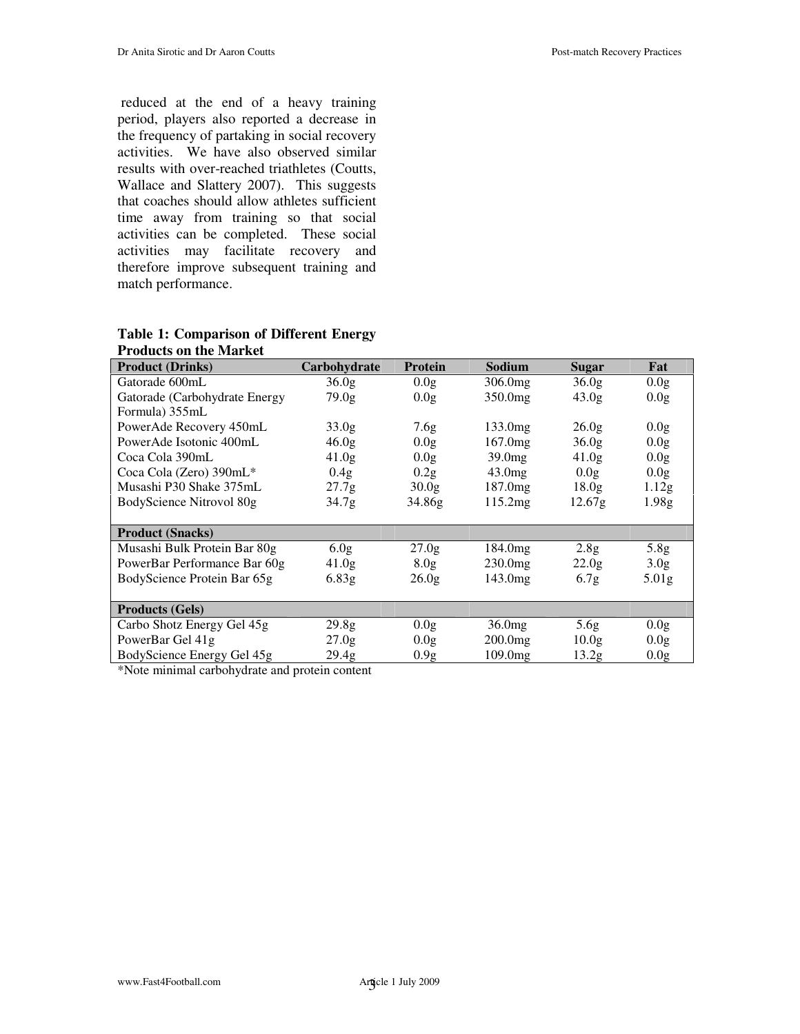reduced at the end of a heavy training period, players also reported a decrease in the frequency of partaking in social recovery activities. We have also observed similar results with over-reached triathletes (Coutts, Wallace and Slattery 2007). This suggests that coaches should allow athletes sufficient time away from training so that social activities can be completed. These social activities may facilitate recovery and therefore improve subsequent training and match performance.

**Table 1: Comparison of Different Energy Products on the Market**

| Product (Drinks) | Carbohydrate | Protein | Sodium | Sugar | Fat |
|---|---|---|---|---|---|
| Gatorade 600mL | 36.0g | 0.0g | 306.0mg | 36.0g | 0.0g |
| Gatorade (Carbohydrate Energy Formula) 355mL | 79.0g | 0.0g | 350.0mg | 43.0g | 0.0g |
| PowerAde Recovery 450mL | 33.0g | 7.6g | 133.0mg | 26.0g | 0.0g |
| PowerAde Isotonic 400mL | 46.0g | 0.0g | 167.0mg | 36.0g | 0.0g |
| Coca Cola 390mL | 41.0g | 0.0g | 39.0mg | 41.0g | 0.0g |
| Coca Cola (Zero) 390mL* | 0.4g | 0.2g | 43.0mg | 0.0g | 0.0g |
| Musashi P30 Shake 375mL | 27.7g | 30.0g | 187.0mg | 18.0g | 1.12g |
| BodyScience Nitrovol 80g | 34.7g | 34.86g | 115.2mg | 12.67g | 1.98g |
| **Product (Snacks)** | | | | | |
| Musashi Bulk Protein Bar 80g | 6.0g | 27.0g | 184.0mg | 2.8g | 5.8g |
| PowerBar Performance Bar 60g | 41.0g | 8.0g | 230.0mg | 22.0g | 3.0g |
| BodyScience Protein Bar 65g | 6.83g | 26.0g | 143.0mg | 6.7g | 5.01g |
| **Products (Gels)** | | | | | |
| Carbo Shotz Energy Gel 45g | 29.8g | 0.0g | 36.0mg | 5.6g | 0.0g |
| PowerBar Gel 41g | 27.0g | 0.0g | 200.0mg | 10.0g | 0.0g |
| BodyScience Energy Gel 45g | 29.4g | 0.9g | 109.0mg | 13.2g | 0.0g |

*Note minimal carbohydrate and protein content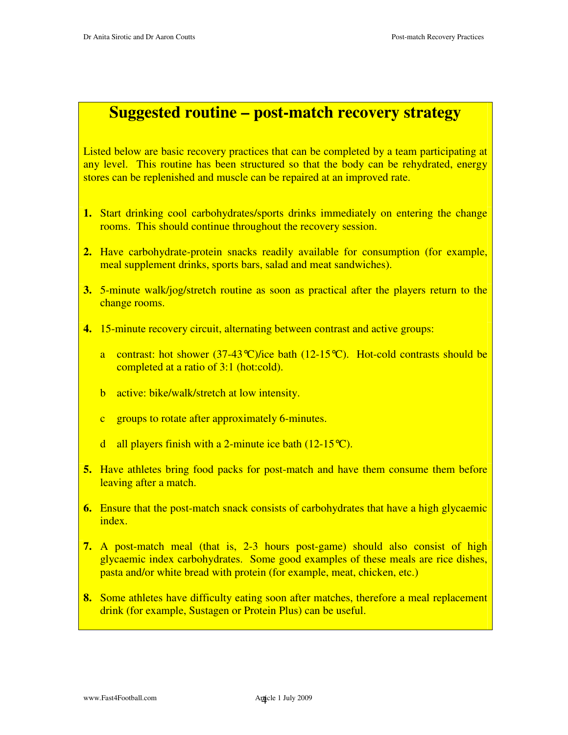## Suggested routine – post-match recovery strategy

Listed below are basic recovery practices that can be completed by a team participating at any level. This routine has been structured so that the body can be rehydrated, energy stores can be replenished and muscle can be repaired at an improved rate.

1. Start drinking cool carbohydrates/sports drinks immediately on entering the change rooms. This should continue throughout the recovery session.

2. Have carbohydrate-protein snacks readily available for consumption (for example, meal supplement drinks, sports bars, salad and meat sandwiches).

3. 5-minute walk/jog/stretch routine as soon as practical after the players return to the change rooms.

4. 15-minute recovery circuit, alternating between contrast and active groups:

   a. contrast: hot shower (37-43℃)/ice bath (12-15℃). Hot-cold contrasts should be completed at a ratio of 3:1 (hot:cold).

   b. active: bike/walk/stretch at low intensity.

   c. groups to rotate after approximately 6-minutes.

   d. all players finish with a 2-minute ice bath (12-15℃).

5. Have athletes bring food packs for post-match and have them consume them before leaving after a match.

6. Ensure that the post-match snack consists of carbohydrates that have a high glycaemic index.

7. A post-match meal (that is, 2-3 hours post-game) should also consist of high glycaemic index carbohydrates. Some good examples of these meals are rice dishes, pasta and/or white bread with protein (for example, meat, chicken, etc.)

8. Some athletes have difficulty eating soon after matches, therefore a meal replacement drink (for example, Sustagen or Protein Plus) can be useful.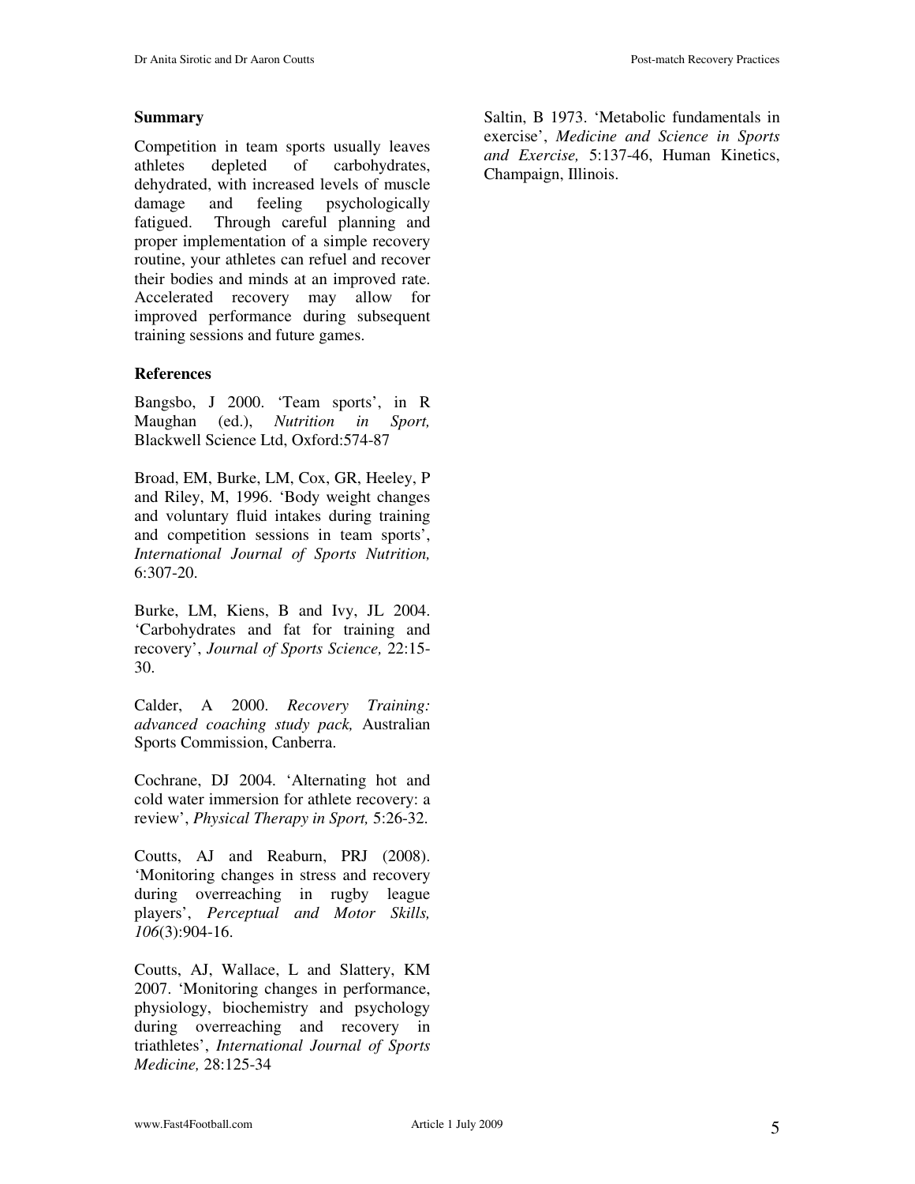## Summary

Competition in team sports usually leaves athletes depleted of carbohydrates, dehydrated, with increased levels of muscle damage and feeling psychologically fatigued. Through careful planning and proper implementation of a simple recovery routine, your athletes can refuel and recover their bodies and minds at an improved rate. Accelerated recovery may allow for improved performance during subsequent training sessions and future games.

## References

Bangsbo, J 2000. 'Team sports', in R Maughan (ed.), *Nutrition in Sport,* Blackwell Science Ltd, Oxford:574-87

Broad, EM, Burke, LM, Cox, GR, Heeley, P and Riley, M, 1996. 'Body weight changes and voluntary fluid intakes during training and competition sessions in team sports', *International Journal of Sports Nutrition,* 6:307-20.

Burke, LM, Kiens, B and Ivy, JL 2004. 'Carbohydrates and fat for training and recovery', *Journal of Sports Science,* 22:15-30.

Calder, A 2000. *Recovery Training: advanced coaching study pack,* Australian Sports Commission, Canberra.

Cochrane, DJ 2004. 'Alternating hot and cold water immersion for athlete recovery: a review', *Physical Therapy in Sport,* 5:26-32.

Coutts, AJ and Reaburn, PRJ (2008). 'Monitoring changes in stress and recovery during overreaching in rugby league players', *Perceptual and Motor Skills, 106*(3):904-16.

Coutts, AJ, Wallace, L and Slattery, KM 2007. 'Monitoring changes in performance, physiology, biochemistry and psychology during overreaching and recovery in triathletes', *International Journal of Sports Medicine,* 28:125-34

Saltin, B 1973. 'Metabolic fundamentals in exercise', *Medicine and Science in Sports and Exercise,* 5:137-46, Human Kinetics, Champaign, Illinois.